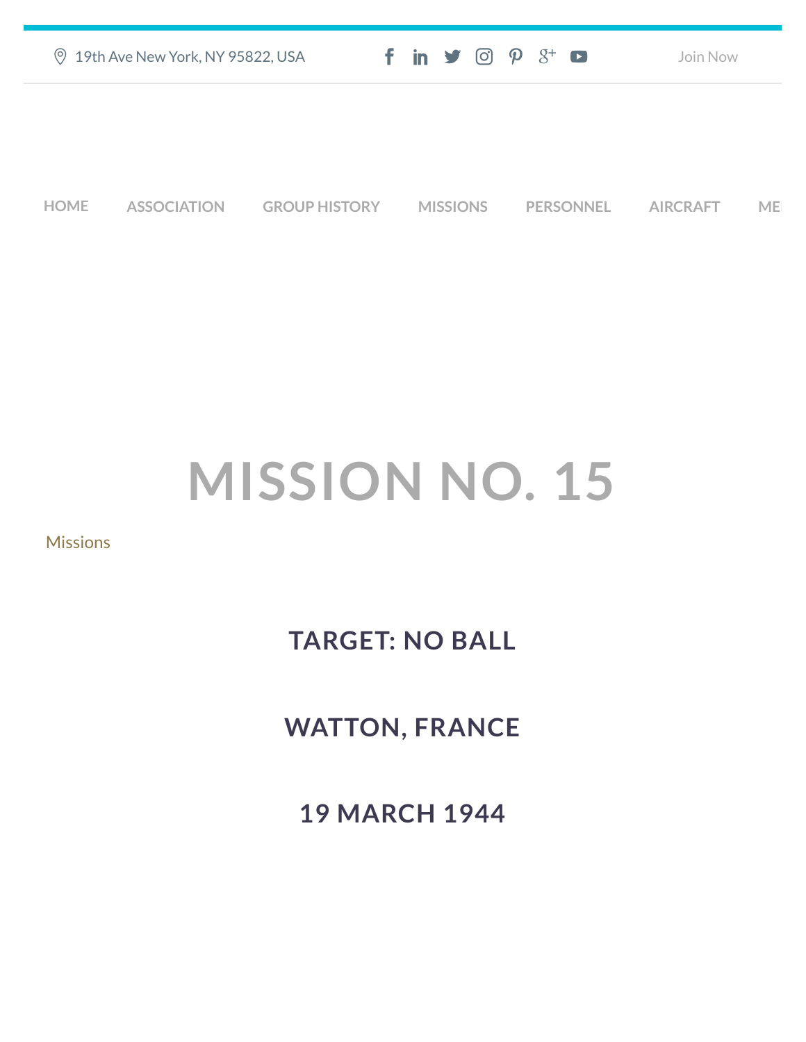19th Ave New York, NY 95822, USA

Join Now

HOME ASSOCIATION GROUP HISTORY MISSIONS PERSONNEL AIRCRAFT ME

# MISSION NO. 15

Missions

## TARGET: NO BALL

## WATTON, FRANCE

## 19 MARCH 1944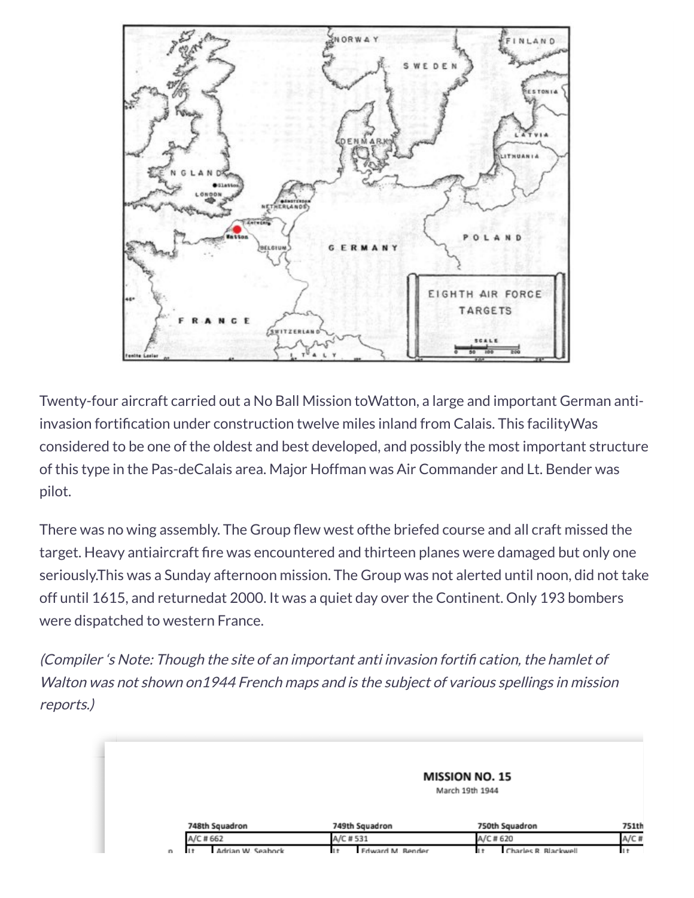EIGHTH AIR FORCE TARGETS

Twenty-four aircraft carried out a No Ball Mission toWatton, a large and important German anti-invasion fortification under construction twelve miles inland from Calais. This facilityWas considered to be one of the oldest and best developed, and possibly the most important structure of this type in the Pas-deCalais area. Major Hoffman was Air Commander and Lt. Bender was pilot.

There was no wing assembly. The Group flew west ofthe briefed course and all craft missed the target. Heavy antiaircraft fire was encountered and thirteen planes were damaged but only one seriously.This was a Sunday afternoon mission. The Group was not alerted until noon, did not take off until 1615, and returnedat 2000. It was a quiet day over the Continent. Only 193 bombers were dispatched to western France.

*(Compiler 's Note: Though the site of an important anti invasion fortifi cation, the hamlet of Walton was not shown on1944 French maps and is the subject of various spellings in mission reports.)*

**MISSION NO. 15**

March 19th 1944

| 748th Squadron | | 749th Squadron | | 750th Squadron | | 751th Squadron | |
|---|---|---|---|---|---|---|---|
| A/C # 662 | | A/C # 531 | | A/C # 620 | | A/C # | |
| Lt | Adrian W. Seabock | Lt | Edward M. Bender | Lt | Charles R. Blackwell | Lt | |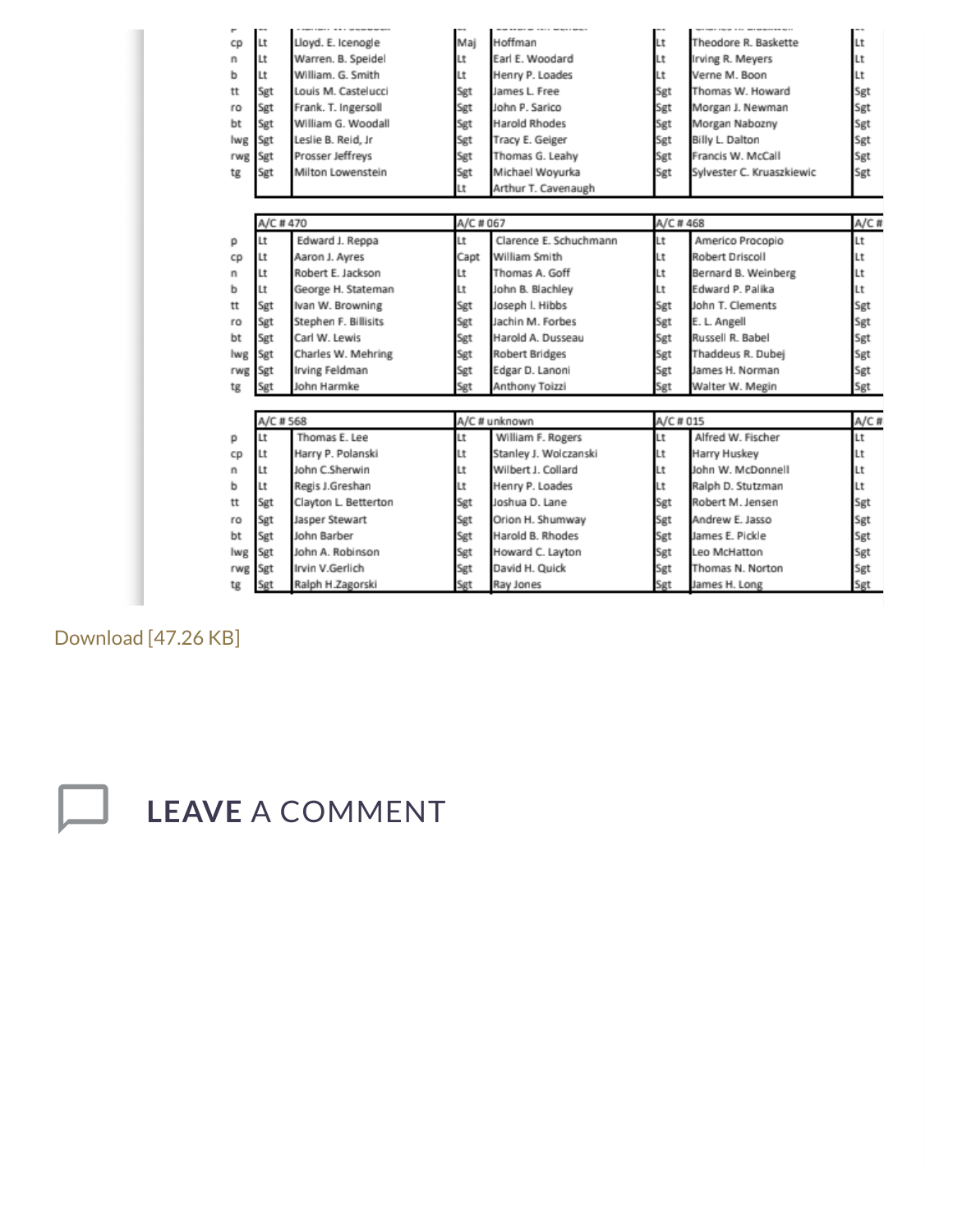| | | | | | | | | |
|---|---|---|---|---|---|---|---|---|
| cp | Lt | Lloyd. E. Icenogle | Maj | Hoffman | Lt | Theodore R. Baskette | Lt | |
| n | Lt | Warren. B. Speidel | Lt | Earl E. Woodard | Lt | Irving R. Meyers | Lt | |
| b | Lt | William. G. Smith | Lt | Henry P. Loades | Lt | Verne M. Boon | Lt | |
| tt | Sgt | Louis M. Castelucci | Sgt | James L. Free | Sgt | Thomas W. Howard | Sgt | |
| ro | Sgt | Frank. T. Ingersoll | Sgt | John P. Sarico | Sgt | Morgan J. Newman | Sgt | |
| bt | Sgt | William G. Woodall | Sgt | Harold Rhodes | Sgt | Morgan Nabozny | Sgt | |
| lwg | Sgt | Leslie B. Reid, Jr | Sgt | Tracy E. Geiger | Sgt | Billy L. Dalton | Sgt | |
| rwg | Sgt | Prosser Jeffreys | Sgt | Thomas G. Leahy | Sgt | Francis W. McCall | Sgt | |
| tg | Sgt | Milton Lowenstein | Sgt | Michael Woyurka | Sgt | Sylvester C. Kruaszkiewic | Sgt | |
| | | | Lt | Arthur T. Cavenaugh | | | | |

| | A/C # 470 | | A/C # 067 | | A/C # 468 | | A/C # | |
|---|---|---|---|---|---|---|---|---|
| p | Lt | Edward J. Reppa | Lt | Clarence E. Schuchmann | Lt | Americo Procopio | Lt | |
| cp | Lt | Aaron J. Ayres | Capt | William Smith | Lt | Robert Driscoll | Lt | |
| n | Lt | Robert E. Jackson | Lt | Thomas A. Goff | Lt | Bernard B. Weinberg | Lt | |
| b | Lt | George H. Stateman | Lt | John B. Blachley | Lt | Edward P. Palika | Lt | |
| tt | Sgt | Ivan W. Browning | Sgt | Joseph I. Hibbs | Sgt | John T. Clements | Sgt | |
| ro | Sgt | Stephen F. Billisits | Sgt | Jachin M. Forbes | Sgt | E. L. Angell | Sgt | |
| bt | Sgt | Carl W. Lewis | Sgt | Harold A. Dusseau | Sgt | Russell R. Babel | Sgt | |
| lwg | Sgt | Charles W. Mehring | Sgt | Robert Bridges | Sgt | Thaddeus R. Dubej | Sgt | |
| rwg | Sgt | Irving Feldman | Sgt | Edgar D. Lanoni | Sgt | James H. Norman | Sgt | |
| tg | Sgt | John Harmke | Sgt | Anthony Toizzi | Sgt | Walter W. Megin | Sgt | |

| | A/C # 568 | | A/C # unknown | | A/C # 015 | | A/C # | |
|---|---|---|---|---|---|---|---|---|
| p | Lt | Thomas E. Lee | Lt | William F. Rogers | Lt | Alfred W. Fischer | Lt | |
| cp | Lt | Harry P. Polanski | Lt | Stanley J. Wolczanski | Lt | Harry Huskey | Lt | |
| n | Lt | John C.Sherwin | Lt | Wilbert J. Collard | Lt | John W. McDonnell | Lt | |
| b | Lt | Regis J.Greshan | Lt | Henry P. Loades | Lt | Ralph D. Stutzman | Lt | |
| tt | Sgt | Clayton L. Betterton | Sgt | Joshua D. Lane | Sgt | Robert M. Jensen | Sgt | |
| ro | Sgt | Jasper Stewart | Sgt | Orion H. Shumway | Sgt | Andrew E. Jasso | Sgt | |
| bt | Sgt | John Barber | Sgt | Harold B. Rhodes | Sgt | James E. Pickle | Sgt | |
| lwg | Sgt | John A. Robinson | Sgt | Howard C. Layton | Sgt | Leo McHatton | Sgt | |
| rwg | Sgt | Irvin V.Gerlich | Sgt | David H. Quick | Sgt | Thomas N. Norton | Sgt | |
| tg | Sgt | Ralph H.Zagorski | Sgt | Ray Jones | Sgt | James H. Long | Sgt | |

Download [47.26 KB]

## LEAVE A COMMENT